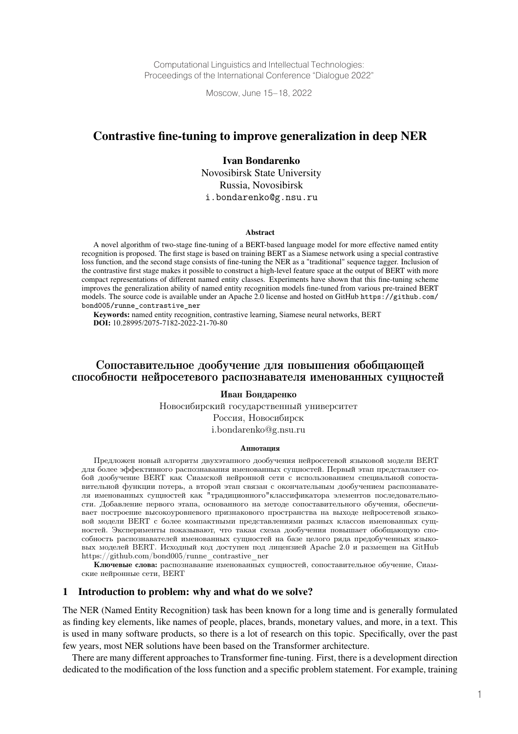Computational Linguistics and Intellectual Technologies:
Proceedings of the International Conference "Dialogue 2022"

Moscow, June 15–18, 2022

# Contrastive fine-tuning to improve generalization in deep NER

**Ivan Bondarenko**
Novosibirsk State University
Russia, Novosibirsk
i.bondarenko@g.nsu.ru

**Abstract**

A novel algorithm of two-stage fine-tuning of a BERT-based language model for more effective named entity recognition is proposed. The first stage is based on training BERT as a Siamese network using a special contrastive loss function, and the second stage consists of fine-tuning the NER as a "traditional" sequence tagger. Inclusion of the contrastive first stage makes it possible to construct a high-level feature space at the output of BERT with more compact representations of different named entity classes. Experiments have shown that this fine-tuning scheme improves the generalization ability of named entity recognition models fine-tuned from various pre-trained BERT models. The source code is available under an Apache 2.0 license and hosted on GitHub https://github.com/bond005/runne_contrastive_ner

**Keywords:** named entity recognition, contrastive learning, Siamese neural networks, BERT
**DOI:** 10.28995/2075-7182-2022-21-70-80

# Сопоставительное дообучение для повышения обобщающей способности нейросетевого распознавателя именованных сущностей

**Иван Бондаренко**
Новосибирский государственный университет
Россия, Новосибирск
i.bondarenko@g.nsu.ru

**Аннотация**

Предложен новый алгоритм двухэтапного дообучения нейросетевой языковой модели BERT для более эффективного распознавания именованных сущностей. Первый этап представляет собой дообучение BERT как Сиамской нейронной сети с использованием специальной сопоставительной функции потерь, а второй этап связан с окончательным дообучением распознавателя именованных сущностей как "традиционного"классификатора элементов последовательности. Добавление первого этапа, основанного на методе сопоставительного обучения, обеспечивает построение высокоуровневого признакового пространства на выходе нейросетевой языковой модели BERT с более компактными представлениями разных классов именованных сущностей. Эксперименты показывают, что такая схема дообучения повышает обобщающую способность распознавателей именованных сущностей на базе целого ряда предобученных языковых моделей BERT. Исходный код доступен под лицензией Apache 2.0 и размещен на GitHub https://github.com/bond005/runne_contrastive_ner

**Ключевые слова:** распознавание именованных сущностей, сопоставительное обучение, Сиамские нейронные сети, BERT

## 1 Introduction to problem: why and what do we solve?

The NER (Named Entity Recognition) task has been known for a long time and is generally formulated as finding key elements, like names of people, places, brands, monetary values, and more, in a text. This is used in many software products, so there is a lot of research on this topic. Specifically, over the past few years, most NER solutions have been based on the Transformer architecture.

There are many different approaches to Transformer fine-tuning. First, there is a development direction dedicated to the modification of the loss function and a specific problem statement. For example, training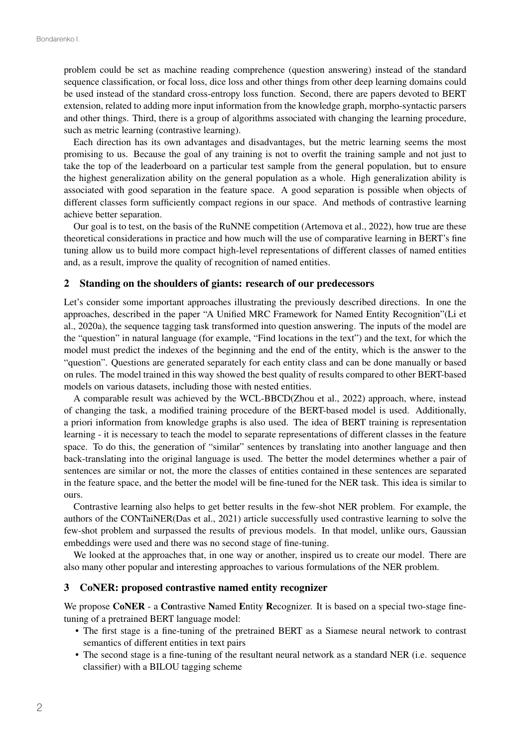problem could be set as machine reading comprehence (question answering) instead of the standard sequence classification, or focal loss, dice loss and other things from other deep learning domains could be used instead of the standard cross-entropy loss function. Second, there are papers devoted to BERT extension, related to adding more input information from the knowledge graph, morpho-syntactic parsers and other things. Third, there is a group of algorithms associated with changing the learning procedure, such as metric learning (contrastive learning).

Each direction has its own advantages and disadvantages, but the metric learning seems the most promising to us. Because the goal of any training is not to overfit the training sample and not just to take the top of the leaderboard on a particular test sample from the general population, but to ensure the highest generalization ability on the general population as a whole. High generalization ability is associated with good separation in the feature space. A good separation is possible when objects of different classes form sufficiently compact regions in our space. And methods of contrastive learning achieve better separation.

Our goal is to test, on the basis of the RuNNE competition (Artemova et al., 2022), how true are these theoretical considerations in practice and how much will the use of comparative learning in BERT's fine tuning allow us to build more compact high-level representations of different classes of named entities and, as a result, improve the quality of recognition of named entities.

## 2 Standing on the shoulders of giants: research of our predecessors

Let's consider some important approaches illustrating the previously described directions. In one the approaches, described in the paper "A Unified MRC Framework for Named Entity Recognition"(Li et al., 2020a), the sequence tagging task transformed into question answering. The inputs of the model are the "question" in natural language (for example, "Find locations in the text") and the text, for which the model must predict the indexes of the beginning and the end of the entity, which is the answer to the "question". Questions are generated separately for each entity class and can be done manually or based on rules. The model trained in this way showed the best quality of results compared to other BERT-based models on various datasets, including those with nested entities.

A comparable result was achieved by the WCL-BBCD(Zhou et al., 2022) approach, where, instead of changing the task, a modified training procedure of the BERT-based model is used. Additionally, a priori information from knowledge graphs is also used. The idea of BERT training is representation learning - it is necessary to teach the model to separate representations of different classes in the feature space. To do this, the generation of "similar" sentences by translating into another language and then back-translating into the original language is used. The better the model determines whether a pair of sentences are similar or not, the more the classes of entities contained in these sentences are separated in the feature space, and the better the model will be fine-tuned for the NER task. This idea is similar to ours.

Contrastive learning also helps to get better results in the few-shot NER problem. For example, the authors of the CONTaiNER(Das et al., 2021) article successfully used contrastive learning to solve the few-shot problem and surpassed the results of previous models. In that model, unlike ours, Gaussian embeddings were used and there was no second stage of fine-tuning.

We looked at the approaches that, in one way or another, inspired us to create our model. There are also many other popular and interesting approaches to various formulations of the NER problem.

## 3 CoNER: proposed contrastive named entity recognizer

We propose **CoNER** - a **Co**ntrastive **N**amed **E**ntity **R**ecognizer. It is based on a special two-stage fine-tuning of a pretrained BERT language model:

- The first stage is a fine-tuning of the pretrained BERT as a Siamese neural network to contrast semantics of different entities in text pairs
- The second stage is a fine-tuning of the resultant neural network as a standard NER (i.e. sequence classifier) with a BILOU tagging scheme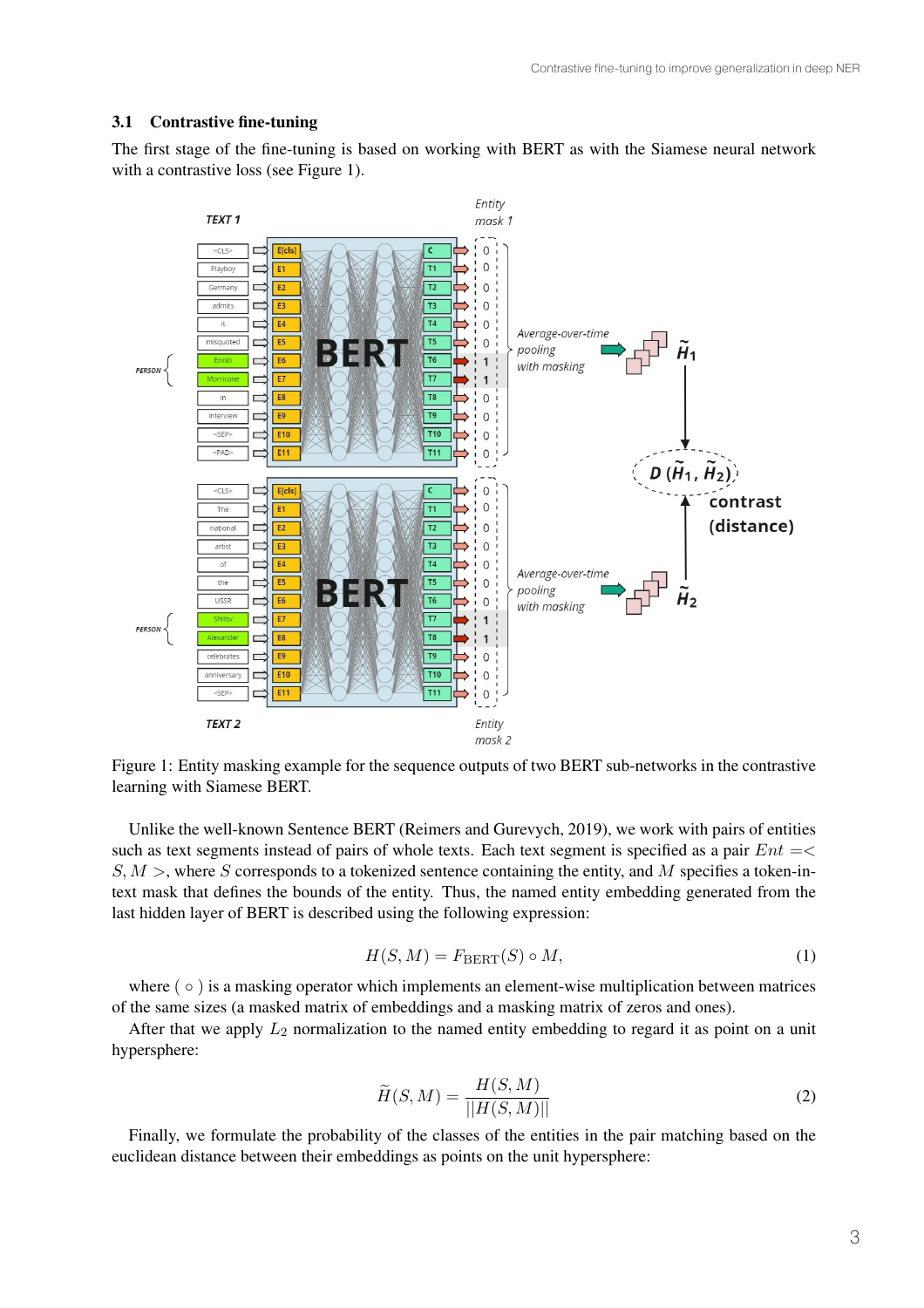### 3.1 Contrastive fine-tuning

The first stage of the fine-tuning is based on working with BERT as with the Siamese neural network with a contrastive loss (see Figure 1).

Figure 1: Entity masking example for the sequence outputs of two BERT sub-networks in the contrastive learning with Siamese BERT.

Unlike the well-known Sentence BERT (Reimers and Gurevych, 2019), we work with pairs of entities such as text segments instead of pairs of whole texts. Each text segment is specified as a pair $Ent = < S, M >$, where $S$ corresponds to a tokenized sentence containing the entity, and $M$ specifies a token-in-text mask that defines the bounds of the entity. Thus, the named entity embedding generated from the last hidden layer of BERT is described using the following expression:

$$H(S, M) = F_{\text{BERT}}(S) \circ M, \tag{1}$$

where ( $\circ$ ) is a masking operator which implements an element-wise multiplication between matrices of the same sizes (a masked matrix of embeddings and a masking matrix of zeros and ones).

After that we apply $L_2$ normalization to the named entity embedding to regard it as point on a unit hypersphere:

$$\widetilde{H}(S, M) = \frac{H(S, M)}{||H(S, M)||} \tag{2}$$

Finally, we formulate the probability of the classes of the entities in the pair matching based on the euclidean distance between their embeddings as points on the unit hypersphere: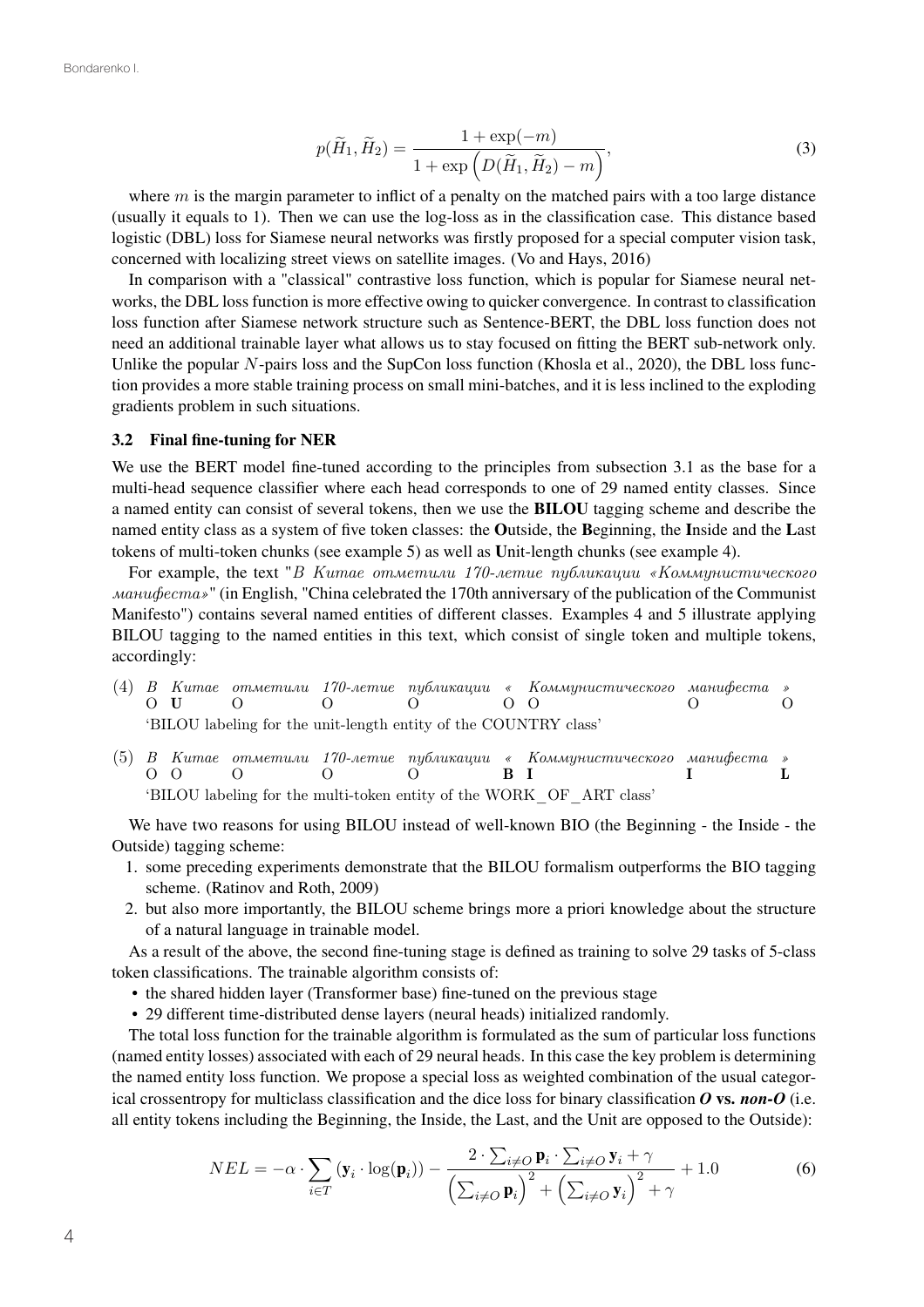$$p(\widetilde{H}_1, \widetilde{H}_2) = \frac{1 + \exp(-m)}{1 + \exp\left(D(\widetilde{H}_1, \widetilde{H}_2) - m\right)}, \tag{3}$$

where $m$ is the margin parameter to inflict of a penalty on the matched pairs with a too large distance (usually it equals to 1). Then we can use the log-loss as in the classification case. This distance based logistic (DBL) loss for Siamese neural networks was firstly proposed for a special computer vision task, concerned with localizing street views on satellite images. (Vo and Hays, 2016)

In comparison with a "classical" contrastive loss function, which is popular for Siamese neural networks, the DBL loss function is more effective owing to quicker convergence. In contrast to classification loss function after Siamese network structure such as Sentence-BERT, the DBL loss function does not need an additional trainable layer what allows us to stay focused on fitting the BERT sub-network only. Unlike the popular $N$-pairs loss and the SupCon loss function (Khosla et al., 2020), the DBL loss function provides a more stable training process on small mini-batches, and it is less inclined to the exploding gradients problem in such situations.

### 3.2 Final fine-tuning for NER

We use the BERT model fine-tuned according to the principles from subsection 3.1 as the base for a multi-head sequence classifier where each head corresponds to one of 29 named entity classes. Since a named entity can consist of several tokens, then we use the **BILOU** tagging scheme and describe the named entity class as a system of five token classes: the **O**utside, the **B**eginning, the **I**nside and the **L**ast tokens of multi-token chunks (see example 5) as well as **U**nit-length chunks (see example 4).

For example, the text "*В Китае отметили 170-летие публикации «Коммунистического манифеста»*" (in English, "China celebrated the 170th anniversary of the publication of the Communist Manifesto") contains several named entities of different classes. Examples 4 and 5 illustrate applying BILOU tagging to the named entities in this text, which consist of single token and multiple tokens, accordingly:

(4)

| *В* | *Китае* | *отметили* | *170-летие* | *публикации* | *«* | *Коммунистического* | *манифеста* | *»* |
|---|---|---|---|---|---|---|---|---|
| O | **U** | O | O | O | O | O | O | O |

'BILOU labeling for the unit-length entity of the COUNTRY class'

(5)

| *В* | *Китае* | *отметили* | *170-летие* | *публикации* | *«* | *Коммунистического* | *манифеста* | *»* |
|---|---|---|---|---|---|---|---|---|
| O | O | O | O | O | **B** | **I** | **I** | **L** |

'BILOU labeling for the multi-token entity of the WORK_OF_ART class'

We have two reasons for using BILOU instead of well-known BIO (the Beginning - the Inside - the Outside) tagging scheme:

1. some preceding experiments demonstrate that the BILOU formalism outperforms the BIO tagging scheme. (Ratinov and Roth, 2009)
2. but also more importantly, the BILOU scheme brings more a priori knowledge about the structure of a natural language in trainable model.

As a result of the above, the second fine-tuning stage is defined as training to solve 29 tasks of 5-class token classifications. The trainable algorithm consists of:

- the shared hidden layer (Transformer base) fine-tuned on the previous stage
- 29 different time-distributed dense layers (neural heads) initialized randomly.

The total loss function for the trainable algorithm is formulated as the sum of particular loss functions (named entity losses) associated with each of 29 neural heads. In this case the key problem is determining the named entity loss function. We propose a special loss as weighted combination of the usual categorical crossentropy for multiclass classification and the dice loss for binary classification ***O* vs. *non-O*** (i.e. all entity tokens including the Beginning, the Inside, the Last, and the Unit are opposed to the Outside):

$$NEL = -\alpha \cdot \sum_{i \in T} (\mathbf{y}_i \cdot \log(\mathbf{p}_i)) - \frac{2 \cdot \sum_{i \neq O} \mathbf{p}_i \cdot \sum_{i \neq O} \mathbf{y}_i + \gamma}{\left(\sum_{i \neq O} \mathbf{p}_i\right)^2 + \left(\sum_{i \neq O} \mathbf{y}_i\right)^2 + \gamma} + 1.0 \tag{6}$$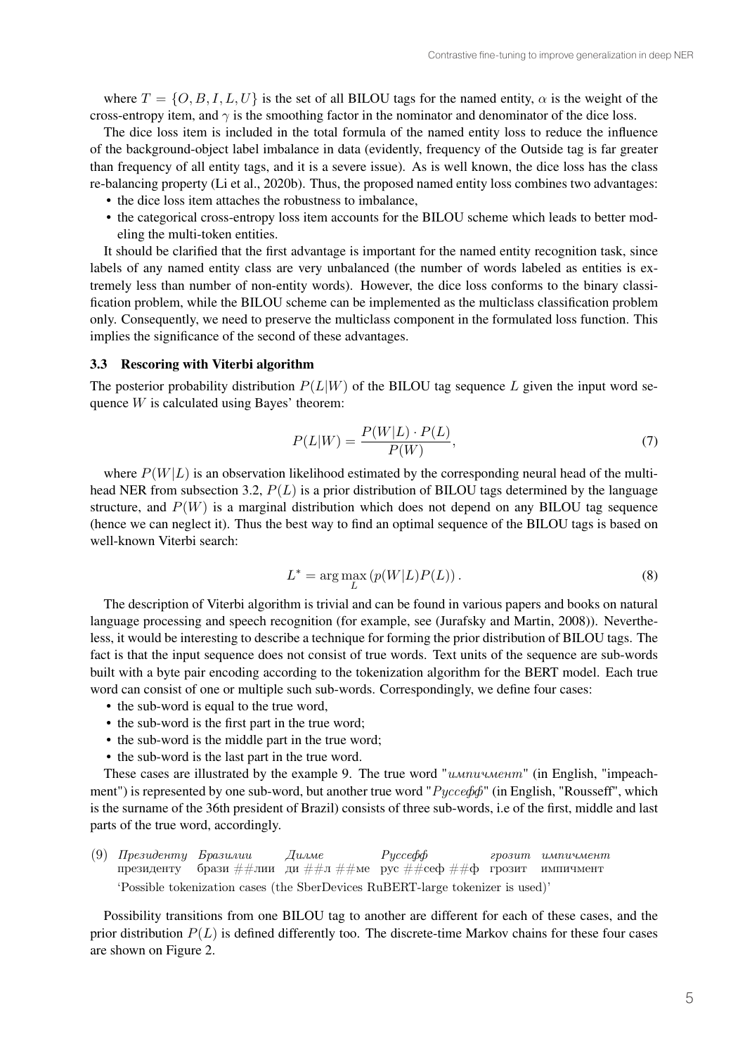where $T = \{O, B, I, L, U\}$ is the set of all BILOU tags for the named entity, $\alpha$ is the weight of the cross-entropy item, and $\gamma$ is the smoothing factor in the nominator and denominator of the dice loss.

The dice loss item is included in the total formula of the named entity loss to reduce the influence of the background-object label imbalance in data (evidently, frequency of the Outside tag is far greater than frequency of all entity tags, and it is a severe issue). As is well known, the dice loss has the class re-balancing property (Li et al., 2020b). Thus, the proposed named entity loss combines two advantages:

- the dice loss item attaches the robustness to imbalance,
- the categorical cross-entropy loss item accounts for the BILOU scheme which leads to better modeling the multi-token entities.

It should be clarified that the first advantage is important for the named entity recognition task, since labels of any named entity class are very unbalanced (the number of words labeled as entities is extremely less than number of non-entity words). However, the dice loss conforms to the binary classification problem, while the BILOU scheme can be implemented as the multiclass classification problem only. Consequently, we need to preserve the multiclass component in the formulated loss function. This implies the significance of the second of these advantages.

### 3.3 Rescoring with Viterbi algorithm

The posterior probability distribution $P(L|W)$ of the BILOU tag sequence $L$ given the input word sequence $W$ is calculated using Bayes' theorem:

$$P(L|W) = \frac{P(W|L) \cdot P(L)}{P(W)}, \tag{7}$$

where $P(W|L)$ is an observation likelihood estimated by the corresponding neural head of the multi-head NER from subsection 3.2, $P(L)$ is a prior distribution of BILOU tags determined by the language structure, and $P(W)$ is a marginal distribution which does not depend on any BILOU tag sequence (hence we can neglect it). Thus the best way to find an optimal sequence of the BILOU tags is based on well-known Viterbi search:

$$L^* = \arg\max_{L} \left( p(W|L) P(L) \right). \tag{8}$$

The description of Viterbi algorithm is trivial and can be found in various papers and books on natural language processing and speech recognition (for example, see (Jurafsky and Martin, 2008)). Nevertheless, it would be interesting to describe a technique for forming the prior distribution of BILOU tags. The fact is that the input sequence does not consist of true words. Text units of the sequence are sub-words built with a byte pair encoding according to the tokenization algorithm for the BERT model. Each true word can consist of one or multiple such sub-words. Correspondingly, we define four cases:

- the sub-word is equal to the true word,
- the sub-word is the first part in the true word;
- the sub-word is the middle part in the true word;
- the sub-word is the last part in the true word.

These cases are illustrated by the example 9. The true word "*импичмент*" (in English, "impeachment") is represented by one sub-word, but another true word "*Руссефф*" (in English, "Rousseff", which is the surname of the 36th president of Brazil) consists of three sub-words, i.e of the first, middle and last parts of the true word, accordingly.

(9) *Президенту Бразилии Дилме Руссефф грозит импичмент*
президенту брази ##лии ди ##л ##ме рус ##сеф ##ф грозит импичмент
'Possible tokenization cases (the SberDevices RuBERT-large tokenizer is used)'

Possibility transitions from one BILOU tag to another are different for each of these cases, and the prior distribution $P(L)$ is defined differently too. The discrete-time Markov chains for these four cases are shown on Figure 2.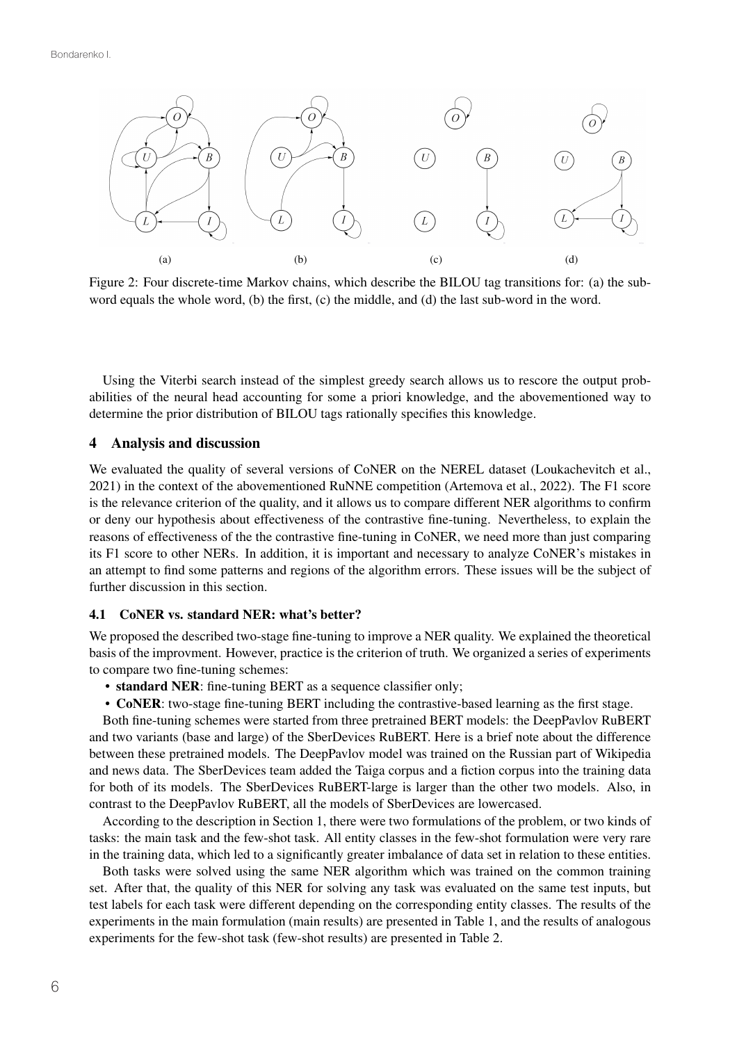Figure 2: Four discrete-time Markov chains, which describe the BILOU tag transitions for: (a) the sub-word equals the whole word, (b) the first, (c) the middle, and (d) the last sub-word in the word.

Using the Viterbi search instead of the simplest greedy search allows us to rescore the output probabilities of the neural head accounting for some a priori knowledge, and the abovementioned way to determine the prior distribution of BILOU tags rationally specifies this knowledge.

## 4 Analysis and discussion

We evaluated the quality of several versions of CoNER on the NEREL dataset (Loukachevitch et al., 2021) in the context of the abovementioned RuNNE competition (Artemova et al., 2022). The F1 score is the relevance criterion of the quality, and it allows us to compare different NER algorithms to confirm or deny our hypothesis about effectiveness of the contrastive fine-tuning. Nevertheless, to explain the reasons of effectiveness of the the contrastive fine-tuning in CoNER, we need more than just comparing its F1 score to other NERs. In addition, it is important and necessary to analyze CoNER's mistakes in an attempt to find some patterns and regions of the algorithm errors. These issues will be the subject of further discussion in this section.

### 4.1 CoNER vs. standard NER: what's better?

We proposed the described two-stage fine-tuning to improve a NER quality. We explained the theoretical basis of the improvment. However, practice is the criterion of truth. We organized a series of experiments to compare two fine-tuning schemes:

- **standard NER**: fine-tuning BERT as a sequence classifier only;
- **CoNER**: two-stage fine-tuning BERT including the contrastive-based learning as the first stage.

Both fine-tuning schemes were started from three pretrained BERT models: the DeepPavlov RuBERT and two variants (base and large) of the SberDevices RuBERT. Here is a brief note about the difference between these pretrained models. The DeepPavlov model was trained on the Russian part of Wikipedia and news data. The SberDevices team added the Taiga corpus and a fiction corpus into the training data for both of its models. The SberDevices RuBERT-large is larger than the other two models. Also, in contrast to the DeepPavlov RuBERT, all the models of SberDevices are lowercased.

According to the description in Section 1, there were two formulations of the problem, or two kinds of tasks: the main task and the few-shot task. All entity classes in the few-shot formulation were very rare in the training data, which led to a significantly greater imbalance of data set in relation to these entities.

Both tasks were solved using the same NER algorithm which was trained on the common training set. After that, the quality of this NER for solving any task was evaluated on the same test inputs, but test labels for each task were different depending on the corresponding entity classes. The results of the experiments in the main formulation (main results) are presented in Table 1, and the results of analogous experiments for the few-shot task (few-shot results) are presented in Table 2.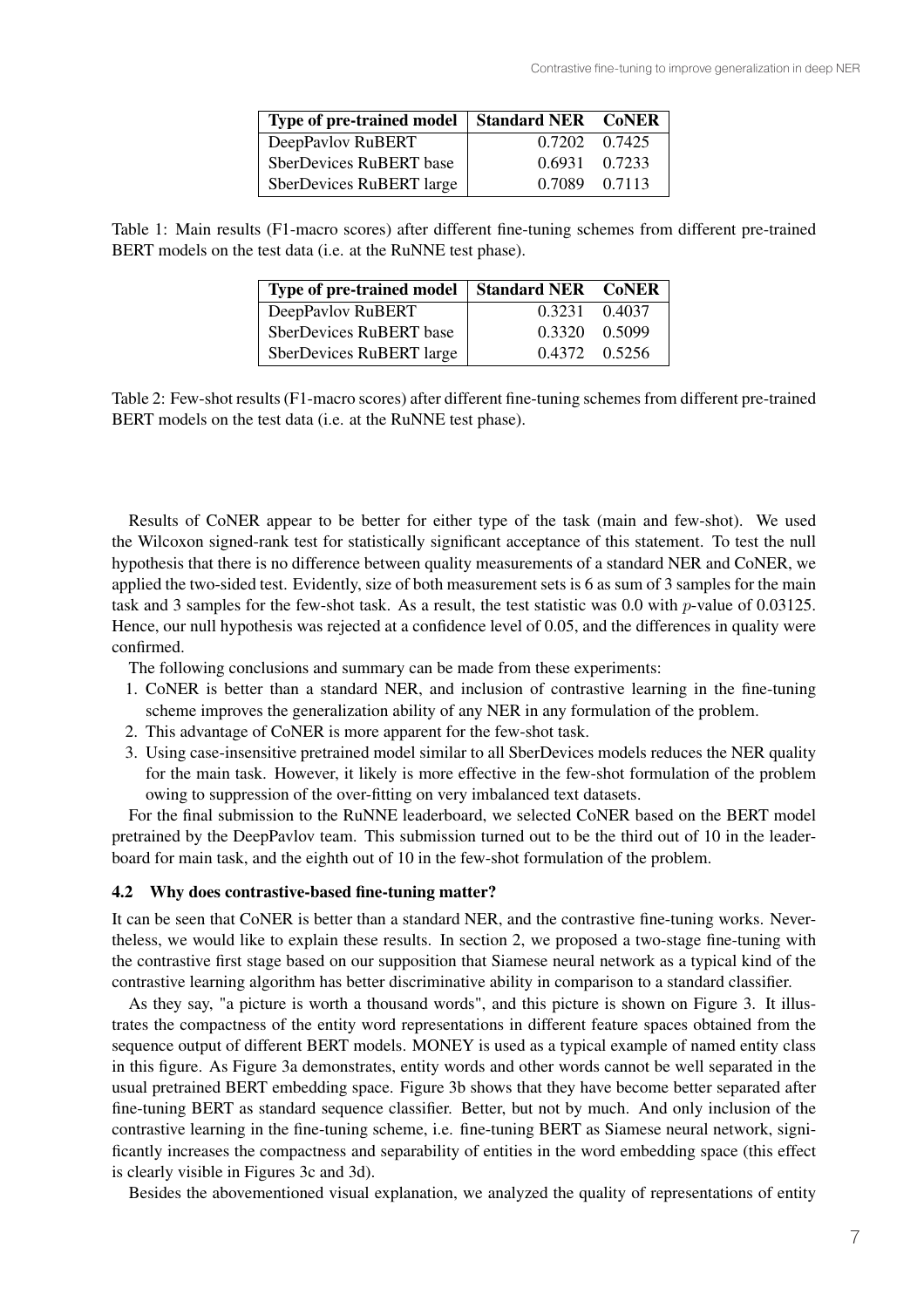| Type of pre-trained model | Standard NER | CoNER |
|---|---|---|
| DeepPavlov RuBERT | 0.7202 | 0.7425 |
| SberDevices RuBERT base | 0.6931 | 0.7233 |
| SberDevices RuBERT large | 0.7089 | 0.7113 |

Table 1: Main results (F1-macro scores) after different fine-tuning schemes from different pre-trained BERT models on the test data (i.e. at the RuNNE test phase).

| Type of pre-trained model | Standard NER | CoNER |
|---|---|---|
| DeepPavlov RuBERT | 0.3231 | 0.4037 |
| SberDevices RuBERT base | 0.3320 | 0.5099 |
| SberDevices RuBERT large | 0.4372 | 0.5256 |

Table 2: Few-shot results (F1-macro scores) after different fine-tuning schemes from different pre-trained BERT models on the test data (i.e. at the RuNNE test phase).

Results of CoNER appear to be better for either type of the task (main and few-shot). We used the Wilcoxon signed-rank test for statistically significant acceptance of this statement. To test the null hypothesis that there is no difference between quality measurements of a standard NER and CoNER, we applied the two-sided test. Evidently, size of both measurement sets is 6 as sum of 3 samples for the main task and 3 samples for the few-shot task. As a result, the test statistic was 0.0 with $p$-value of 0.03125. Hence, our null hypothesis was rejected at a confidence level of 0.05, and the differences in quality were confirmed.

The following conclusions and summary can be made from these experiments:

1. CoNER is better than a standard NER, and inclusion of contrastive learning in the fine-tuning scheme improves the generalization ability of any NER in any formulation of the problem.
2. This advantage of CoNER is more apparent for the few-shot task.
3. Using case-insensitive pretrained model similar to all SberDevices models reduces the NER quality for the main task. However, it likely is more effective in the few-shot formulation of the problem owing to suppression of the over-fitting on very imbalanced text datasets.

For the final submission to the RuNNE leaderboard, we selected CoNER based on the BERT model pretrained by the DeepPavlov team. This submission turned out to be the third out of 10 in the leaderboard for main task, and the eighth out of 10 in the few-shot formulation of the problem.

### 4.2 Why does contrastive-based fine-tuning matter?

It can be seen that CoNER is better than a standard NER, and the contrastive fine-tuning works. Nevertheless, we would like to explain these results. In section 2, we proposed a two-stage fine-tuning with the contrastive first stage based on our supposition that Siamese neural network as a typical kind of the contrastive learning algorithm has better discriminative ability in comparison to a standard classifier.

As they say, "a picture is worth a thousand words", and this picture is shown on Figure 3. It illustrates the compactness of the entity word representations in different feature spaces obtained from the sequence output of different BERT models. MONEY is used as a typical example of named entity class in this figure. As Figure 3a demonstrates, entity words and other words cannot be well separated in the usual pretrained BERT embedding space. Figure 3b shows that they have become better separated after fine-tuning BERT as standard sequence classifier. Better, but not by much. And only inclusion of the contrastive learning in the fine-tuning scheme, i.e. fine-tuning BERT as Siamese neural network, significantly increases the compactness and separability of entities in the word embedding space (this effect is clearly visible in Figures 3c and 3d).

Besides the abovementioned visual explanation, we analyzed the quality of representations of entity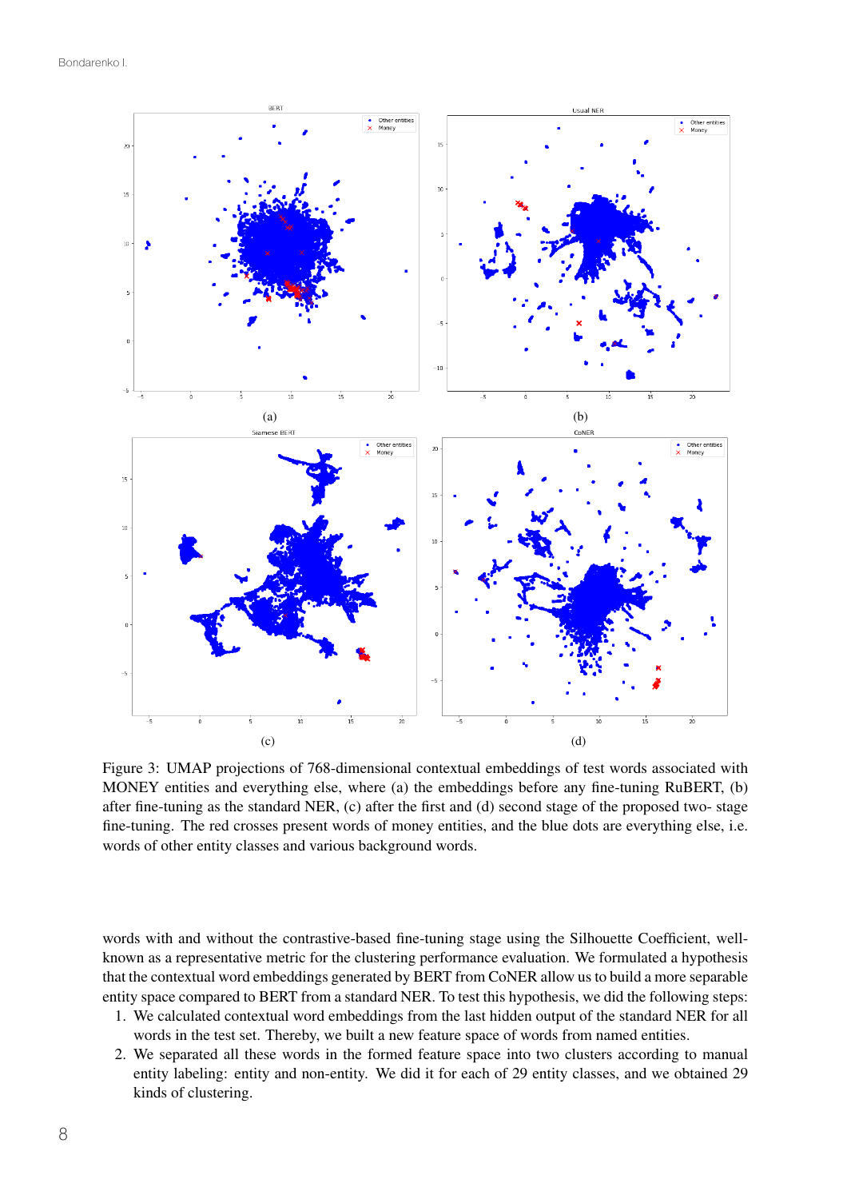Figure 3: UMAP projections of 768-dimensional contextual embeddings of test words associated with MONEY entities and everything else, where (a) the embeddings before any fine-tuning RuBERT, (b) after fine-tuning as the standard NER, (c) after the first and (d) second stage of the proposed two- stage fine-tuning. The red crosses present words of money entities, and the blue dots are everything else, i.e. words of other entity classes and various background words.

words with and without the contrastive-based fine-tuning stage using the Silhouette Coefficient, well-known as a representative metric for the clustering performance evaluation. We formulated a hypothesis that the contextual word embeddings generated by BERT from CoNER allow us to build a more separable entity space compared to BERT from a standard NER. To test this hypothesis, we did the following steps:

1. We calculated contextual word embeddings from the last hidden output of the standard NER for all words in the test set. Thereby, we built a new feature space of words from named entities.
2. We separated all these words in the formed feature space into two clusters according to manual entity labeling: entity and non-entity. We did it for each of 29 entity classes, and we obtained 29 kinds of clustering.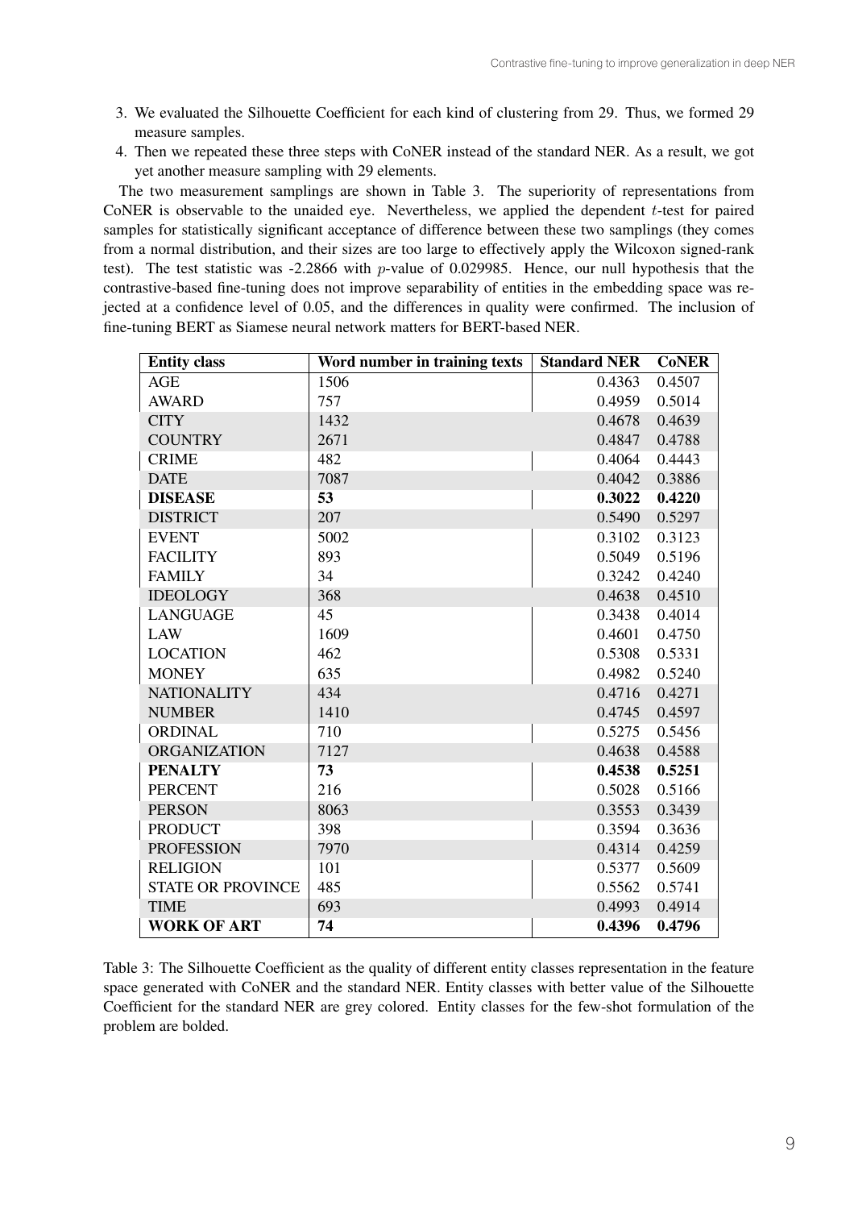3. We evaluated the Silhouette Coefficient for each kind of clustering from 29. Thus, we formed 29 measure samples.
4. Then we repeated these three steps with CoNER instead of the standard NER. As a result, we got yet another measure sampling with 29 elements.

The two measurement samplings are shown in Table 3. The superiority of representations from CoNER is observable to the unaided eye. Nevertheless, we applied the dependent $t$-test for paired samples for statistically significant acceptance of difference between these two samplings (they comes from a normal distribution, and their sizes are too large to effectively apply the Wilcoxon signed-rank test). The test statistic was -2.2866 with $p$-value of 0.029985. Hence, our null hypothesis that the contrastive-based fine-tuning does not improve separability of entities in the embedding space was rejected at a confidence level of 0.05, and the differences in quality were confirmed. The inclusion of fine-tuning BERT as Siamese neural network matters for BERT-based NER.

| Entity class | Word number in training texts | Standard NER | CoNER |
|---|---|---|---|
| AGE | 1506 | 0.4363 | 0.4507 |
| AWARD | 757 | 0.4959 | 0.5014 |
| CITY | 1432 | 0.4678 | 0.4639 |
| COUNTRY | 2671 | 0.4847 | 0.4788 |
| CRIME | 482 | 0.4064 | 0.4443 |
| DATE | 7087 | 0.4042 | 0.3886 |
| **DISEASE** | **53** | **0.3022** | **0.4220** |
| DISTRICT | 207 | 0.5490 | 0.5297 |
| EVENT | 5002 | 0.3102 | 0.3123 |
| FACILITY | 893 | 0.5049 | 0.5196 |
| FAMILY | 34 | 0.3242 | 0.4240 |
| IDEOLOGY | 368 | 0.4638 | 0.4510 |
| LANGUAGE | 45 | 0.3438 | 0.4014 |
| LAW | 1609 | 0.4601 | 0.4750 |
| LOCATION | 462 | 0.5308 | 0.5331 |
| MONEY | 635 | 0.4982 | 0.5240 |
| NATIONALITY | 434 | 0.4716 | 0.4271 |
| NUMBER | 1410 | 0.4745 | 0.4597 |
| ORDINAL | 710 | 0.5275 | 0.5456 |
| ORGANIZATION | 7127 | 0.4638 | 0.4588 |
| **PENALTY** | **73** | **0.4538** | **0.5251** |
| PERCENT | 216 | 0.5028 | 0.5166 |
| PERSON | 8063 | 0.3553 | 0.3439 |
| PRODUCT | 398 | 0.3594 | 0.3636 |
| PROFESSION | 7970 | 0.4314 | 0.4259 |
| RELIGION | 101 | 0.5377 | 0.5609 |
| STATE OR PROVINCE | 485 | 0.5562 | 0.5741 |
| TIME | 693 | 0.4993 | 0.4914 |
| **WORK OF ART** | **74** | **0.4396** | **0.4796** |

Table 3: The Silhouette Coefficient as the quality of different entity classes representation in the feature space generated with CoNER and the standard NER. Entity classes with better value of the Silhouette Coefficient for the standard NER are grey colored. Entity classes for the few-shot formulation of the problem are bolded.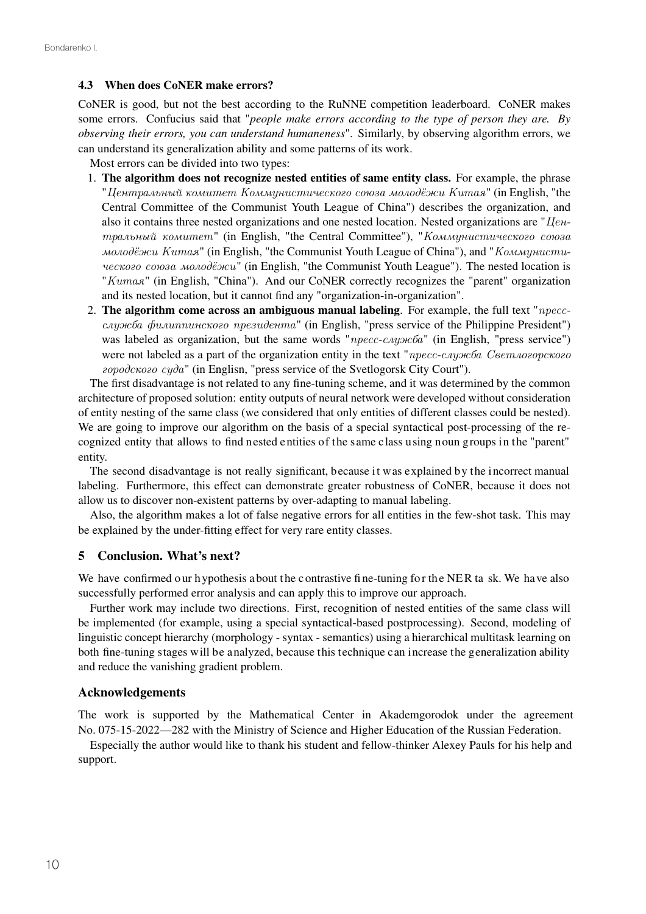### 4.3 When does CoNER make errors?

CoNER is good, but not the best according to the RuNNE competition leaderboard. CoNER makes some errors. Confucius said that "*people make errors according to the type of person they are. By observing their errors, you can understand humaneness*". Similarly, by observing algorithm errors, we can understand its generalization ability and some patterns of its work.

Most errors can be divided into two types:

1. **The algorithm does not recognize nested entities of same entity class.** For example, the phrase "*Центральный комитет Коммунистического союза молодёжи Китая*" (in English, "the Central Committee of the Communist Youth League of China") describes the organization, and also it contains three nested organizations and one nested location. Nested organizations are "*Центральный комитет*" (in English, "the Central Committee"), "*Коммунистического союза молодёжи Китая*" (in English, "the Communist Youth League of China"), and "*Коммунистического союза молодёжи*" (in English, "the Communist Youth League"). The nested location is "*Китая*" (in English, "China"). And our CoNER correctly recognizes the "parent" organization and its nested location, but it cannot find any "organization-in-organization".
2. **The algorithm come across an ambiguous manual labeling**. For example, the full text "*пресс-служба филиппинского президента*" (in English, "press service of the Philippine President") was labeled as organization, but the same words "*пресс-служба*" (in English, "press service") were not labeled as a part of the organization entity in the text "*пресс-служба Светлогорского городского суда*" (in Englisn, "press service of the Svetlogorsk City Court").

The first disadvantage is not related to any fine-tuning scheme, and it was determined by the common architecture of proposed solution: entity outputs of neural network were developed without consideration of entity nesting of the same class (we considered that only entities of different classes could be nested). We are going to improve our algorithm on the basis of a special syntactical post-processing of the recognized entity that allows to find nested entities of the same class using noun groups in the "parent" entity.

The second disadvantage is not really significant, because it was explained by the incorrect manual labeling. Furthermore, this effect can demonstrate greater robustness of CoNER, because it does not allow us to discover non-existent patterns by over-adapting to manual labeling.

Also, the algorithm makes a lot of false negative errors for all entities in the few-shot task. This may be explained by the under-fitting effect for very rare entity classes.

## 5 Conclusion. What's next?

We have confirmed our hypothesis about the contrastive fine-tuning for the NER task. We have also successfully performed error analysis and can apply this to improve our approach.

Further work may include two directions. First, recognition of nested entities of the same class will be implemented (for example, using a special syntactical-based postprocessing). Second, modeling of linguistic concept hierarchy (morphology - syntax - semantics) using a hierarchical multitask learning on both fine-tuning stages will be analyzed, because this technique can increase the generalization ability and reduce the vanishing gradient problem.

### Acknowledgements

The work is supported by the Mathematical Center in Akademgorodok under the agreement No. 075-15-2022—282 with the Ministry of Science and Higher Education of the Russian Federation.

Especially the author would like to thank his student and fellow-thinker Alexey Pauls for his help and support.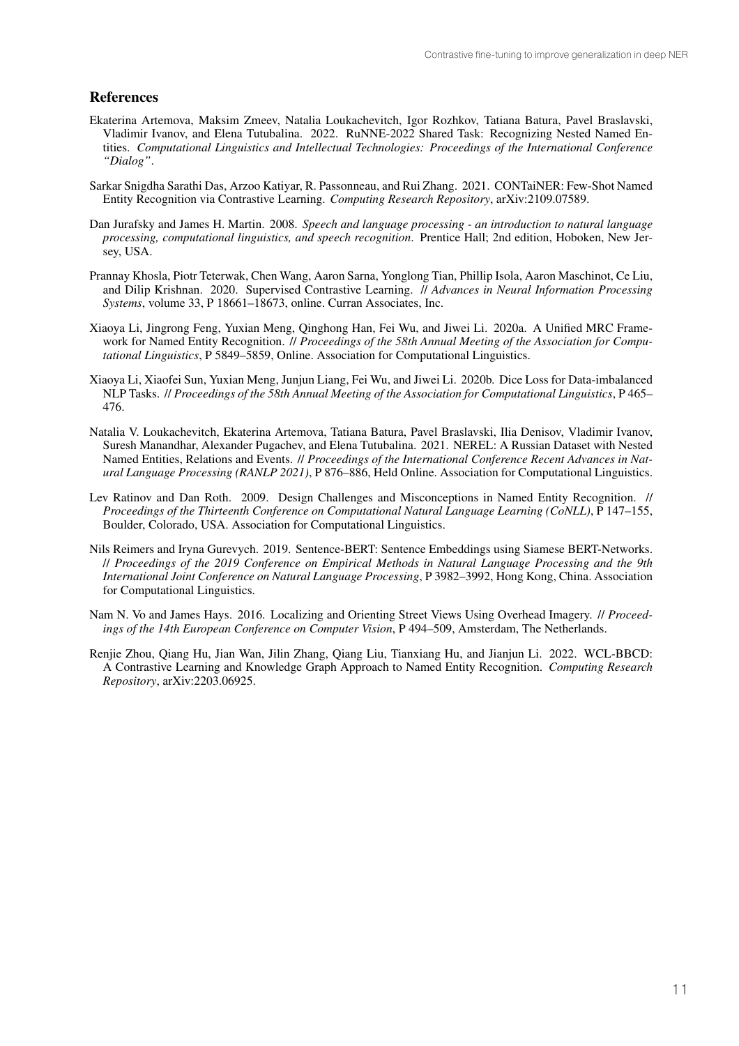## References

Ekaterina Artemova, Maksim Zmeev, Natalia Loukachevitch, Igor Rozhkov, Tatiana Batura, Pavel Braslavski, Vladimir Ivanov, and Elena Tutubalina. 2022. RuNNE-2022 Shared Task: Recognizing Nested Named Entities. *Computational Linguistics and Intellectual Technologies: Proceedings of the International Conference "Dialog"*.

Sarkar Snigdha Sarathi Das, Arzoo Katiyar, R. Passonneau, and Rui Zhang. 2021. CONTaiNER: Few-Shot Named Entity Recognition via Contrastive Learning. *Computing Research Repository*, arXiv:2109.07589.

Dan Jurafsky and James H. Martin. 2008. *Speech and language processing - an introduction to natural language processing, computational linguistics, and speech recognition*. Prentice Hall; 2nd edition, Hoboken, New Jersey, USA.

Prannay Khosla, Piotr Teterwak, Chen Wang, Aaron Sarna, Yonglong Tian, Phillip Isola, Aaron Maschinot, Ce Liu, and Dilip Krishnan. 2020. Supervised Contrastive Learning. // *Advances in Neural Information Processing Systems*, volume 33, P 18661–18673, online. Curran Associates, Inc.

Xiaoya Li, Jingrong Feng, Yuxian Meng, Qinghong Han, Fei Wu, and Jiwei Li. 2020a. A Unified MRC Framework for Named Entity Recognition. // *Proceedings of the 58th Annual Meeting of the Association for Computational Linguistics*, P 5849–5859, Online. Association for Computational Linguistics.

Xiaoya Li, Xiaofei Sun, Yuxian Meng, Junjun Liang, Fei Wu, and Jiwei Li. 2020b. Dice Loss for Data-imbalanced NLP Tasks. // *Proceedings of the 58th Annual Meeting of the Association for Computational Linguistics*, P 465–476.

Natalia V. Loukachevitch, Ekaterina Artemova, Tatiana Batura, Pavel Braslavski, Ilia Denisov, Vladimir Ivanov, Suresh Manandhar, Alexander Pugachev, and Elena Tutubalina. 2021. NEREL: A Russian Dataset with Nested Named Entities, Relations and Events. // *Proceedings of the International Conference Recent Advances in Natural Language Processing (RANLP 2021)*, P 876–886, Held Online. Association for Computational Linguistics.

Lev Ratinov and Dan Roth. 2009. Design Challenges and Misconceptions in Named Entity Recognition. // *Proceedings of the Thirteenth Conference on Computational Natural Language Learning (CoNLL)*, P 147–155, Boulder, Colorado, USA. Association for Computational Linguistics.

Nils Reimers and Iryna Gurevych. 2019. Sentence-BERT: Sentence Embeddings using Siamese BERT-Networks. // *Proceedings of the 2019 Conference on Empirical Methods in Natural Language Processing and the 9th International Joint Conference on Natural Language Processing*, P 3982–3992, Hong Kong, China. Association for Computational Linguistics.

Nam N. Vo and James Hays. 2016. Localizing and Orienting Street Views Using Overhead Imagery. // *Proceedings of the 14th European Conference on Computer Vision*, P 494–509, Amsterdam, The Netherlands.

Renjie Zhou, Qiang Hu, Jian Wan, Jilin Zhang, Qiang Liu, Tianxiang Hu, and Jianjun Li. 2022. WCL-BBCD: A Contrastive Learning and Knowledge Graph Approach to Named Entity Recognition. *Computing Research Repository*, arXiv:2203.06925.